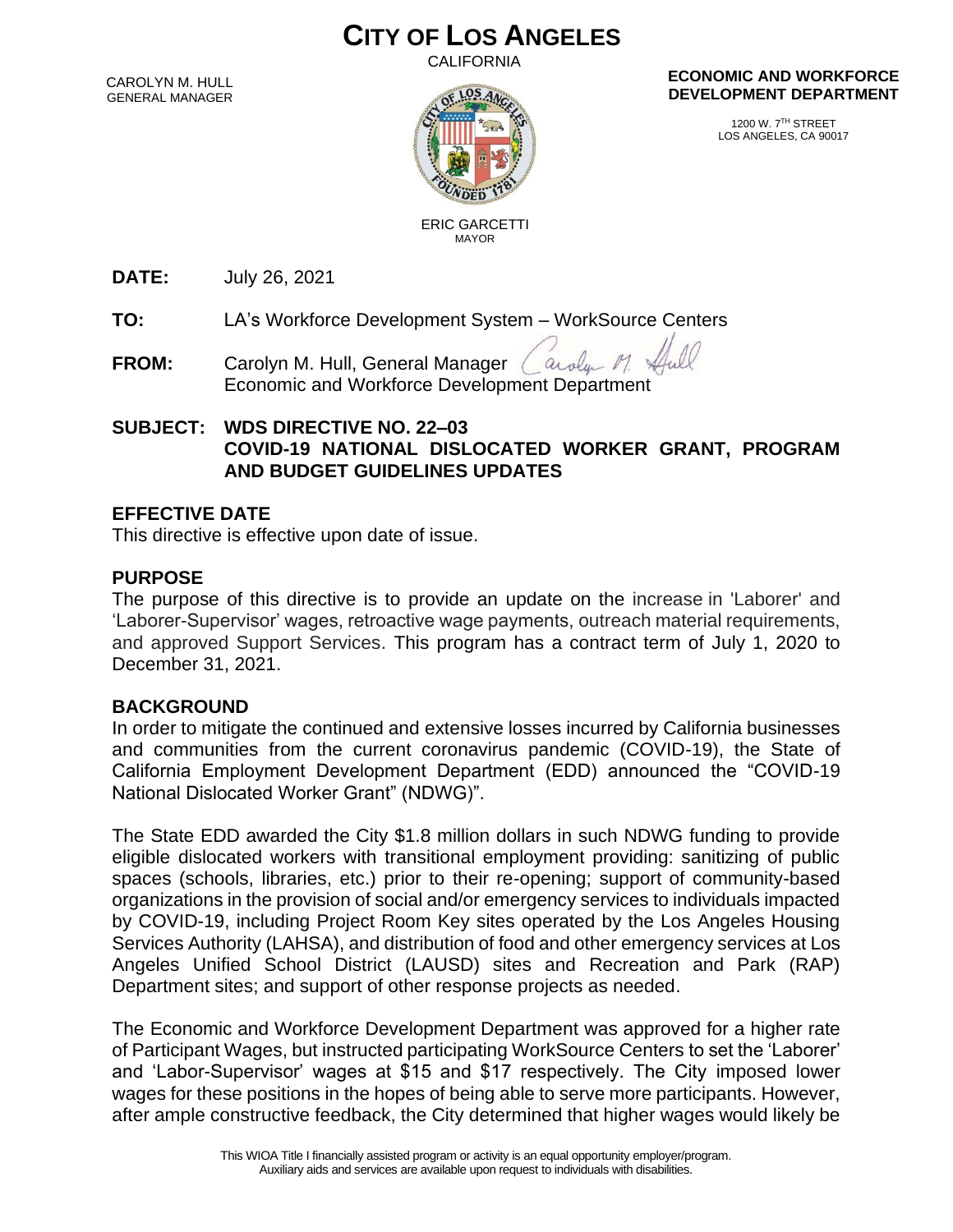# CITY OF LOS ANGELES

CALIFORNIA

CAROLYN M. HULL
GENERAL MANAGER

ERIC GARCETTI
MAYOR

**ECONOMIC AND WORKFORCE DEVELOPMENT DEPARTMENT**

1200 W. 7TH STREET
LOS ANGELES, CA 90017

**DATE:** July 26, 2021

**TO:** LA's Workforce Development System – WorkSource Centers

**FROM:** Carolyn M. Hull, General Manager
Economic and Workforce Development Department

**SUBJECT: WDS DIRECTIVE NO. 22–03
COVID-19 NATIONAL DISLOCATED WORKER GRANT, PROGRAM AND BUDGET GUIDELINES UPDATES**

## EFFECTIVE DATE

This directive is effective upon date of issue.

## PURPOSE

The purpose of this directive is to provide an update on the increase in 'Laborer' and 'Laborer-Supervisor' wages, retroactive wage payments, outreach material requirements, and approved Support Services. This program has a contract term of July 1, 2020 to December 31, 2021.

## BACKGROUND

In order to mitigate the continued and extensive losses incurred by California businesses and communities from the current coronavirus pandemic (COVID-19), the State of California Employment Development Department (EDD) announced the "COVID-19 National Dislocated Worker Grant" (NDWG)".

The State EDD awarded the City $1.8 million dollars in such NDWG funding to provide eligible dislocated workers with transitional employment providing: sanitizing of public spaces (schools, libraries, etc.) prior to their re-opening; support of community-based organizations in the provision of social and/or emergency services to individuals impacted by COVID-19, including Project Room Key sites operated by the Los Angeles Housing Services Authority (LAHSA), and distribution of food and other emergency services at Los Angeles Unified School District (LAUSD) sites and Recreation and Park (RAP) Department sites; and support of other response projects as needed.

The Economic and Workforce Development Department was approved for a higher rate of Participant Wages, but instructed participating WorkSource Centers to set the 'Laborer' and 'Labor-Supervisor' wages at $15 and $17 respectively. The City imposed lower wages for these positions in the hopes of being able to serve more participants. However, after ample constructive feedback, the City determined that higher wages would likely be

This WIOA Title I financially assisted program or activity is an equal opportunity employer/program.
Auxiliary aids and services are available upon request to individuals with disabilities.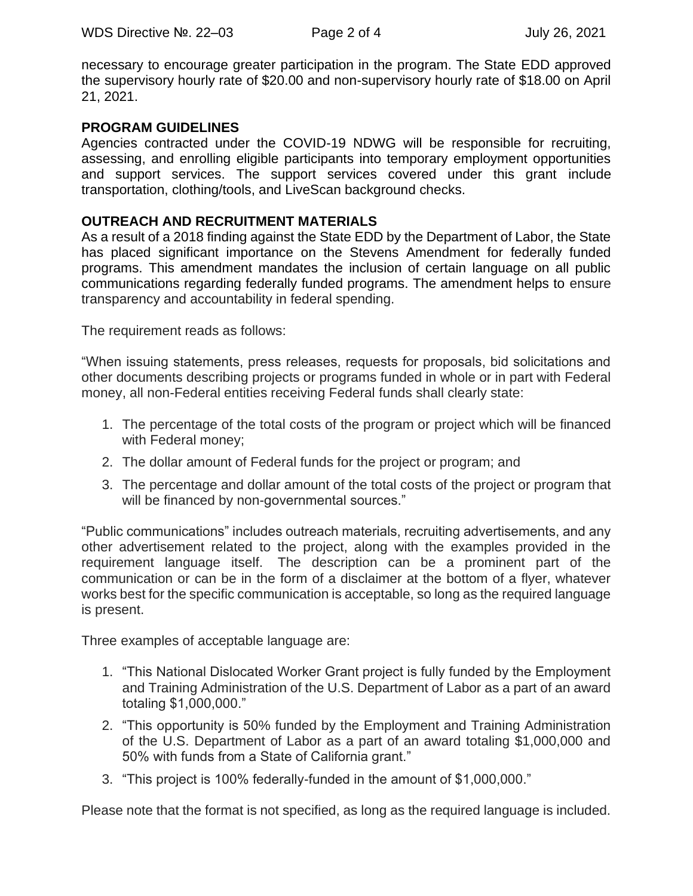necessary to encourage greater participation in the program. The State EDD approved the supervisory hourly rate of $20.00 and non-supervisory hourly rate of $18.00 on April 21, 2021.

## PROGRAM GUIDELINES

Agencies contracted under the COVID-19 NDWG will be responsible for recruiting, assessing, and enrolling eligible participants into temporary employment opportunities and support services. The support services covered under this grant include transportation, clothing/tools, and LiveScan background checks.

## OUTREACH AND RECRUITMENT MATERIALS

As a result of a 2018 finding against the State EDD by the Department of Labor, the State has placed significant importance on the Stevens Amendment for federally funded programs. This amendment mandates the inclusion of certain language on all public communications regarding federally funded programs. The amendment helps to ensure transparency and accountability in federal spending.

The requirement reads as follows:

"When issuing statements, press releases, requests for proposals, bid solicitations and other documents describing projects or programs funded in whole or in part with Federal money, all non-Federal entities receiving Federal funds shall clearly state:

1. The percentage of the total costs of the program or project which will be financed with Federal money;
2. The dollar amount of Federal funds for the project or program; and
3. The percentage and dollar amount of the total costs of the project or program that will be financed by non-governmental sources."

"Public communications" includes outreach materials, recruiting advertisements, and any other advertisement related to the project, along with the examples provided in the requirement language itself. The description can be a prominent part of the communication or can be in the form of a disclaimer at the bottom of a flyer, whatever works best for the specific communication is acceptable, so long as the required language is present.

Three examples of acceptable language are:

1. "This National Dislocated Worker Grant project is fully funded by the Employment and Training Administration of the U.S. Department of Labor as a part of an award totaling $1,000,000."
2. "This opportunity is 50% funded by the Employment and Training Administration of the U.S. Department of Labor as a part of an award totaling $1,000,000 and 50% with funds from a State of California grant."
3. "This project is 100% federally-funded in the amount of $1,000,000."

Please note that the format is not specified, as long as the required language is included.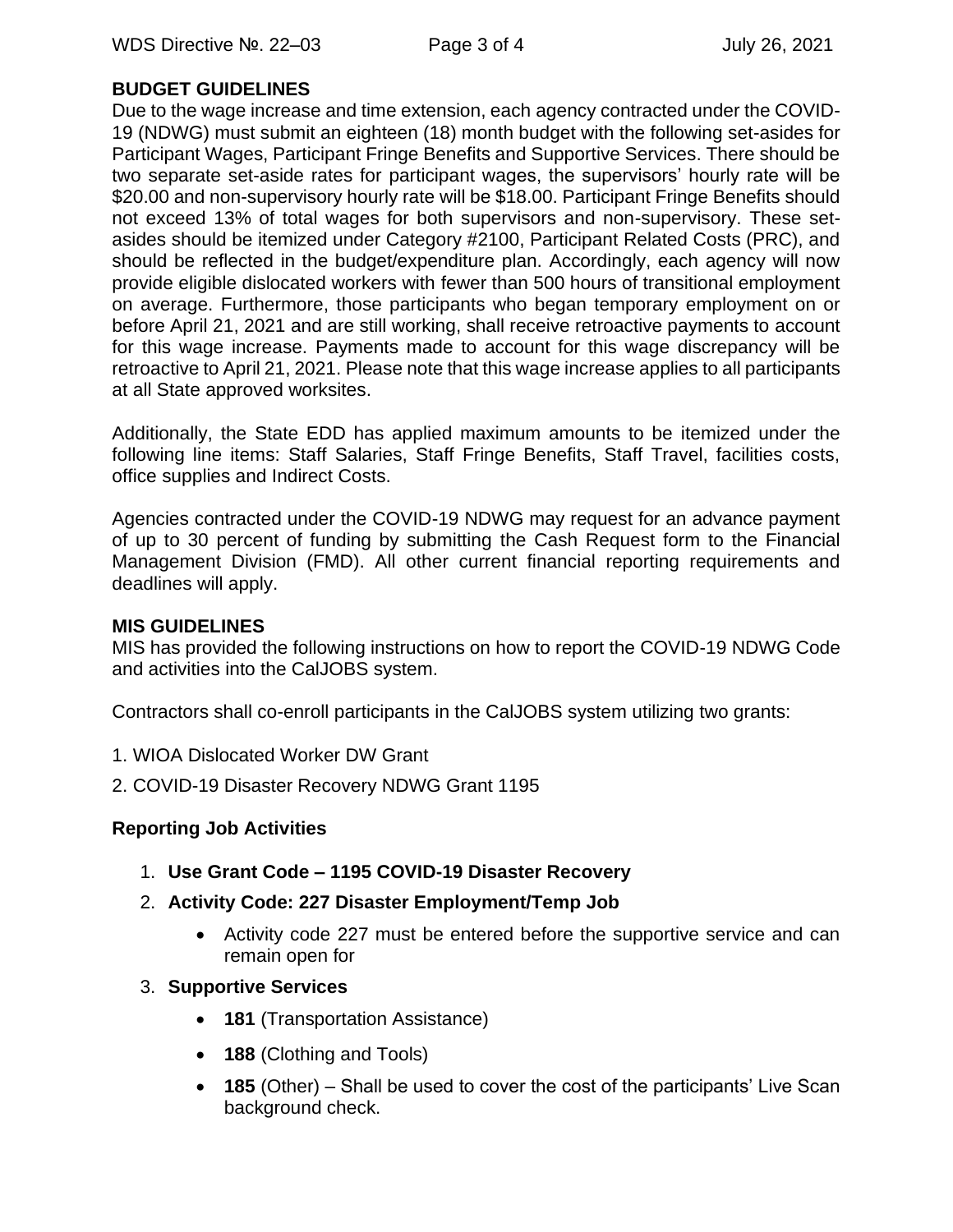## BUDGET GUIDELINES

Due to the wage increase and time extension, each agency contracted under the COVID-19 (NDWG) must submit an eighteen (18) month budget with the following set-asides for Participant Wages, Participant Fringe Benefits and Supportive Services. There should be two separate set-aside rates for participant wages, the supervisors' hourly rate will be $20.00 and non-supervisory hourly rate will be $18.00. Participant Fringe Benefits should not exceed 13% of total wages for both supervisors and non-supervisory. These set-asides should be itemized under Category #2100, Participant Related Costs (PRC), and should be reflected in the budget/expenditure plan. Accordingly, each agency will now provide eligible dislocated workers with fewer than 500 hours of transitional employment on average. Furthermore, those participants who began temporary employment on or before April 21, 2021 and are still working, shall receive retroactive payments to account for this wage increase. Payments made to account for this wage discrepancy will be retroactive to April 21, 2021. Please note that this wage increase applies to all participants at all State approved worksites.

Additionally, the State EDD has applied maximum amounts to be itemized under the following line items: Staff Salaries, Staff Fringe Benefits, Staff Travel, facilities costs, office supplies and Indirect Costs.

Agencies contracted under the COVID-19 NDWG may request for an advance payment of up to 30 percent of funding by submitting the Cash Request form to the Financial Management Division (FMD). All other current financial reporting requirements and deadlines will apply.

## MIS GUIDELINES

MIS has provided the following instructions on how to report the COVID-19 NDWG Code and activities into the CalJOBS system.

Contractors shall co-enroll participants in the CalJOBS system utilizing two grants:

1. WIOA Dislocated Worker DW Grant
2. COVID-19 Disaster Recovery NDWG Grant 1195

### Reporting Job Activities

1. **Use Grant Code – 1195 COVID-19 Disaster Recovery**
2. **Activity Code: 227 Disaster Employment/Temp Job**
   - Activity code 227 must be entered before the supportive service and can remain open for
3. **Supportive Services**
   - **181** (Transportation Assistance)
   - **188** (Clothing and Tools)
   - **185** (Other) – Shall be used to cover the cost of the participants' Live Scan background check.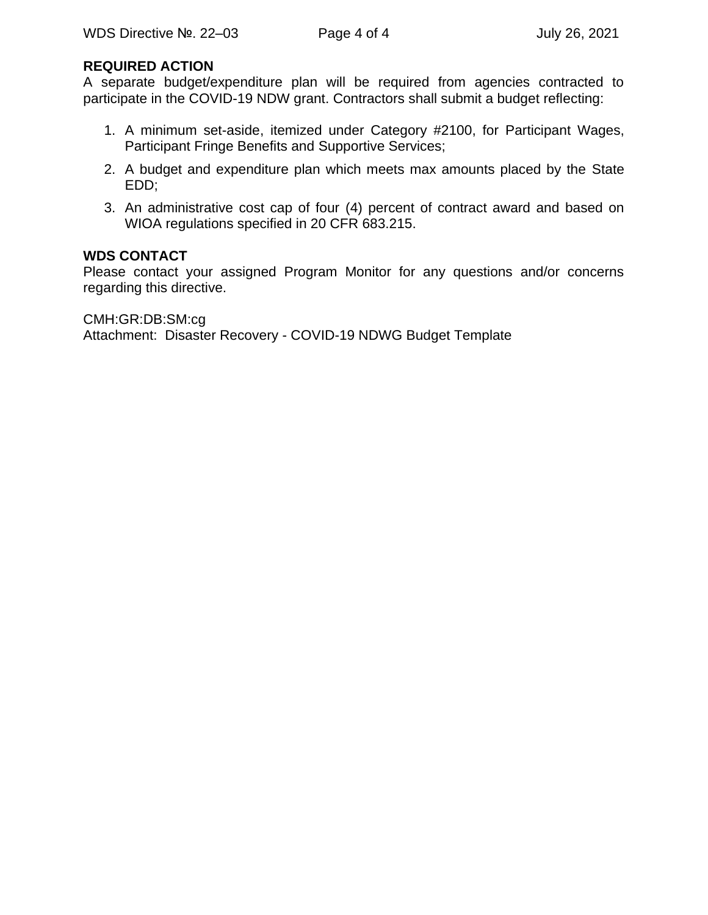**REQUIRED ACTION**

A separate budget/expenditure plan will be required from agencies contracted to participate in the COVID-19 NDW grant. Contractors shall submit a budget reflecting:

1. A minimum set-aside, itemized under Category #2100, for Participant Wages, Participant Fringe Benefits and Supportive Services;
2. A budget and expenditure plan which meets max amounts placed by the State EDD;
3. An administrative cost cap of four (4) percent of contract award and based on WIOA regulations specified in 20 CFR 683.215.

**WDS CONTACT**

Please contact your assigned Program Monitor for any questions and/or concerns regarding this directive.

CMH:GR:DB:SM:cg
Attachment: Disaster Recovery - COVID-19 NDWG Budget Template